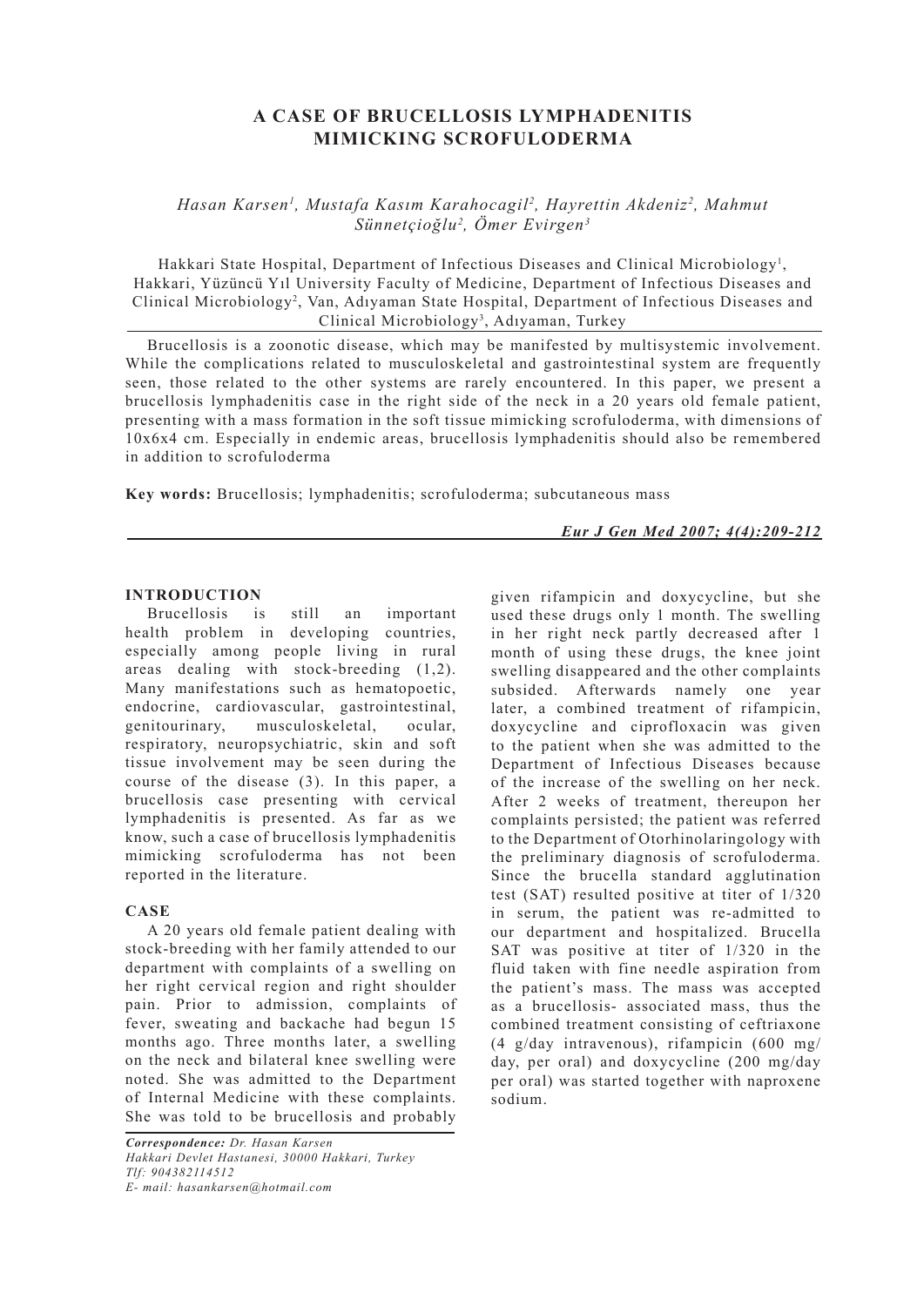# A CASE OF BRUCELLOSIS LYMPHADENITIS MIMICKING SCROFULODERMA

*Hasan Karsen[1], Mustafa Kasım Karahocagil[2], Hayrettin Akdeniz[2], Mahmut Sünnetçioğlu[2], Ömer Evirgen[3]*

Hakkari State Hospital, Department of Infectious Diseases and Clinical Microbiology[1], Hakkari, Yüzüncü Yıl University Faculty of Medicine, Department of Infectious Diseases and Clinical Microbiology[2], Van, Adıyaman State Hospital, Department of Infectious Diseases and Clinical Microbiology[3], Adıyaman, Turkey

Brucellosis is a zoonotic disease, which may be manifested by multisystemic involvement. While the complications related to musculoskeletal and gastrointestinal system are frequently seen, those related to the other systems are rarely encountered. In this paper, we present a brucellosis lymphadenitis case in the right side of the neck in a 20 years old female patient, presenting with a mass formation in the soft tissue mimicking scrofuloderma, with dimensions of 10x6x4 cm. Especially in endemic areas, brucellosis lymphadenitis should also be remembered in addition to scrofuloderma

**Key words:** Brucellosis; lymphadenitis; scrofuloderma; subcutaneous mass

## INTRODUCTION

Brucellosis is still an important health problem in developing countries, especially among people living in rural areas dealing with stock-breeding (1,2). Many manifestations such as hematopoetic, endocrine, cardiovascular, gastrointestinal, genitourinary, musculoskeletal, ocular, respiratory, neuropsychiatric, skin and soft tissue involvement may be seen during the course of the disease (3). In this paper, a brucellosis case presenting with cervical lymphadenitis is presented. As far as we know, such a case of brucellosis lymphadenitis mimicking scrofuloderma has not been reported in the literature.

## CASE

A 20 years old female patient dealing with stock-breeding with her family attended to our department with complaints of a swelling on her right cervical region and right shoulder pain. Prior to admission, complaints of fever, sweating and backache had begun 15 months ago. Three months later, a swelling on the neck and bilateral knee swelling were noted. She was admitted to the Department of Internal Medicine with these complaints. She was told to be brucellosis and probably given rifampicin and doxycycline, but she used these drugs only 1 month. The swelling in her right neck partly decreased after 1 month of using these drugs, the knee joint swelling disappeared and the other complaints subsided. Afterwards namely one year later, a combined treatment of rifampicin, doxycycline and ciprofloxacin was given to the patient when she was admitted to the Department of Infectious Diseases because of the increase of the swelling on her neck. After 2 weeks of treatment, thereupon her complaints persisted; the patient was referred to the Department of Otorhinolaringology with the preliminary diagnosis of scrofuloderma. Since the brucella standard agglutination test (SAT) resulted positive at titer of 1/320 in serum, the patient was re-admitted to our department and hospitalized. Brucella SAT was positive at titer of 1/320 in the fluid taken with fine needle aspiration from the patient's mass. The mass was accepted as a brucellosis- associated mass, thus the combined treatment consisting of ceftriaxone (4 g/day intravenous), rifampicin (600 mg/ day, per oral) and doxycycline (200 mg/day per oral) was started together with naproxene sodium.

*Correspondence: Dr. Hasan Karsen*
*Hakkari Devlet Hastanesi, 30000 Hakkari, Turkey*
*Tlf: 904382114512*
*E- mail: hasankarsen@hotmail.com*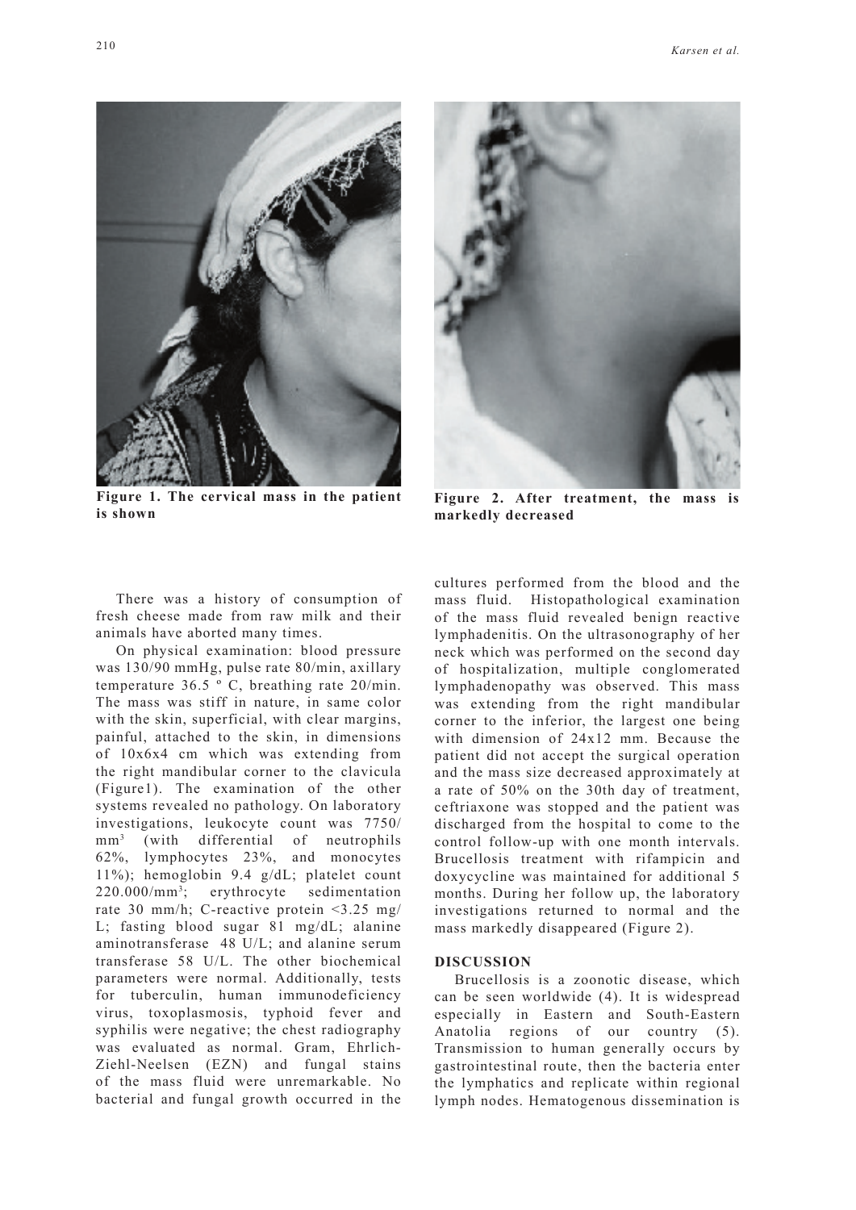**Figure 1. The cervical mass in the patient is shown**

**Figure 2. After treatment, the mass is markedly decreased**

There was a history of consumption of fresh cheese made from raw milk and their animals have aborted many times.

On physical examination: blood pressure was 130/90 mmHg, pulse rate 80/min, axillary temperature 36.5 º C, breathing rate 20/min. The mass was stiff in nature, in same color with the skin, superficial, with clear margins, painful, attached to the skin, in dimensions of 10x6x4 cm which was extending from the right mandibular corner to the clavicula (Figure1). The examination of the other systems revealed no pathology. On laboratory investigations, leukocyte count was 7750/$mm^3$ (with differential of neutrophils 62%, lymphocytes 23%, and monocytes 11%); hemoglobin 9.4 g/dL; platelet count 220.000/$mm^3$; erythrocyte sedimentation rate 30 mm/h; C-reactive protein <3.25 mg/L; fasting blood sugar 81 mg/dL; alanine aminotransferase 48 U/L; and alanine serum transferase 58 U/L. The other biochemical parameters were normal. Additionally, tests for tuberculin, human immunodeficiency virus, toxoplasmosis, typhoid fever and syphilis were negative; the chest radiography was evaluated as normal. Gram, Ehrlich-Ziehl-Neelsen (EZN) and fungal stains of the mass fluid were unremarkable. No bacterial and fungal growth occurred in the cultures performed from the blood and the mass fluid. Histopathological examination of the mass fluid revealed benign reactive lymphadenitis. On the ultrasonography of her neck which was performed on the second day of hospitalization, multiple conglomerated lymphadenopathy was observed. This mass was extending from the right mandibular corner to the inferior, the largest one being with dimension of 24x12 mm. Because the patient did not accept the surgical operation and the mass size decreased approximately at a rate of 50% on the 30th day of treatment, ceftriaxone was stopped and the patient was discharged from the hospital to come to the control follow-up with one month intervals. Brucellosis treatment with rifampicin and doxycycline was maintained for additional 5 months. During her follow up, the laboratory investigations returned to normal and the mass markedly disappeared (Figure 2).

## DISCUSSION

Brucellosis is a zoonotic disease, which can be seen worldwide (4). It is widespread especially in Eastern and South-Eastern Anatolia regions of our country (5). Transmission to human generally occurs by gastrointestinal route, then the bacteria enter the lymphatics and replicate within regional lymph nodes. Hematogenous dissemination is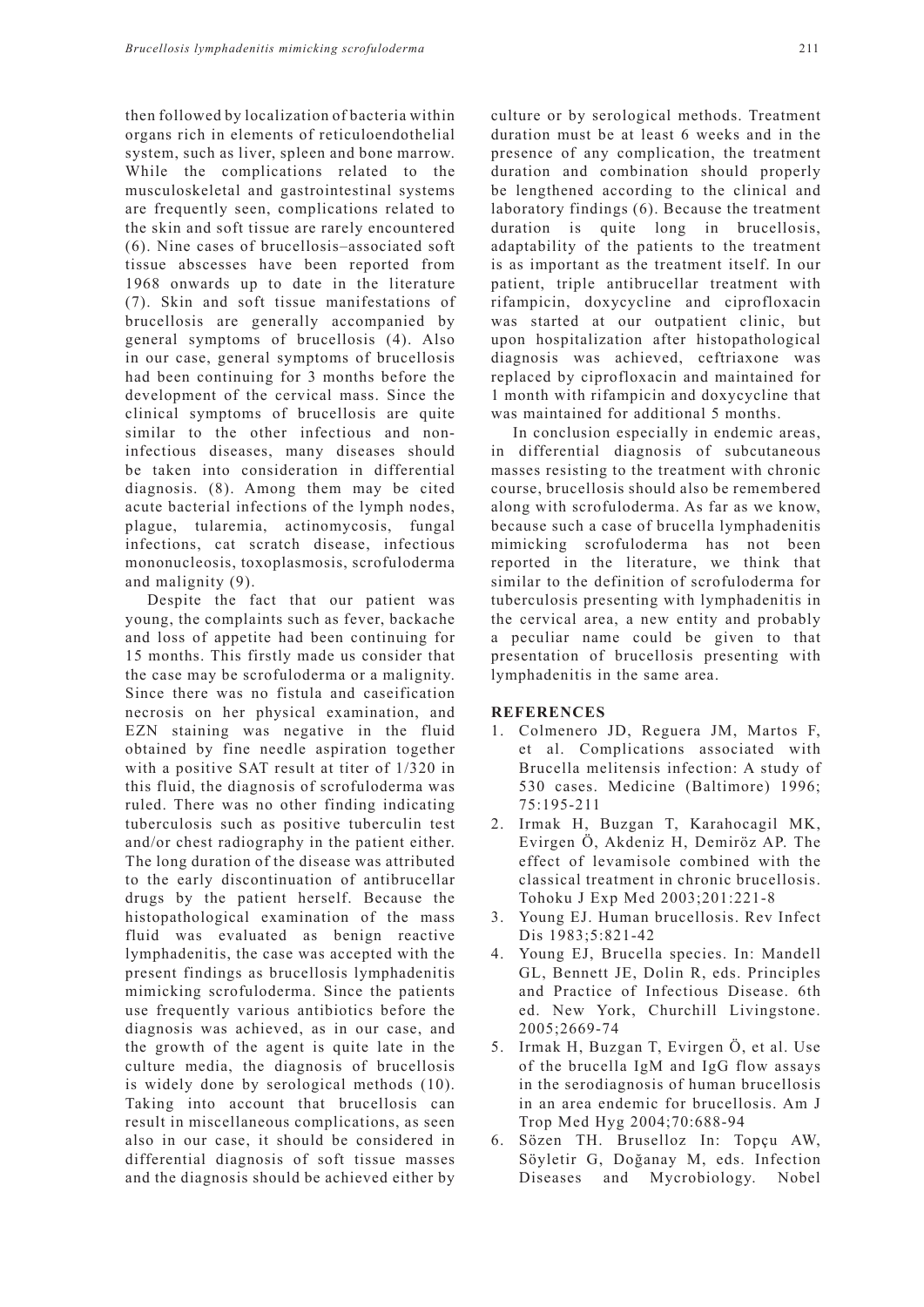then followed by localization of bacteria within organs rich in elements of reticuloendothelial system, such as liver, spleen and bone marrow. While the complications related to the musculoskeletal and gastrointestinal systems are frequently seen, complications related to the skin and soft tissue are rarely encountered (6). Nine cases of brucellosis–associated soft tissue abscesses have been reported from 1968 onwards up to date in the literature (7). Skin and soft tissue manifestations of brucellosis are generally accompanied by general symptoms of brucellosis (4). Also in our case, general symptoms of brucellosis had been continuing for 3 months before the development of the cervical mass. Since the clinical symptoms of brucellosis are quite similar to the other infectious and non-infectious diseases, many diseases should be taken into consideration in differential diagnosis. (8). Among them may be cited acute bacterial infections of the lymph nodes, plague, tularemia, actinomycosis, fungal infections, cat scratch disease, infectious mononucleosis, toxoplasmosis, scrofuloderma and malignity (9).

Despite the fact that our patient was young, the complaints such as fever, backache and loss of appetite had been continuing for 15 months. This firstly made us consider that the case may be scrofuloderma or a malignity. Since there was no fistula and caseification necrosis on her physical examination, and EZN staining was negative in the fluid obtained by fine needle aspiration together with a positive SAT result at titer of 1/320 in this fluid, the diagnosis of scrofuloderma was ruled. There was no other finding indicating tuberculosis such as positive tuberculin test and/or chest radiography in the patient either. The long duration of the disease was attributed to the early discontinuation of antibrucellar drugs by the patient herself. Because the histopathological examination of the mass fluid was evaluated as benign reactive lymphadenitis, the case was accepted with the present findings as brucellosis lymphadenitis mimicking scrofuloderma. Since the patients use frequently various antibiotics before the diagnosis was achieved, as in our case, and the growth of the agent is quite late in the culture media, the diagnosis of brucellosis is widely done by serological methods (10). Taking into account that brucellosis can result in miscellaneous complications, as seen also in our case, it should be considered in differential diagnosis of soft tissue masses and the diagnosis should be achieved either by culture or by serological methods. Treatment duration must be at least 6 weeks and in the presence of any complication, the treatment duration and combination should properly be lengthened according to the clinical and laboratory findings (6). Because the treatment duration is quite long in brucellosis, adaptability of the patients to the treatment is as important as the treatment itself. In our patient, triple antibrucellar treatment with rifampicin, doxycycline and ciprofloxacin was started at our outpatient clinic, but upon hospitalization after histopathological diagnosis was achieved, ceftriaxone was replaced by ciprofloxacin and maintained for 1 month with rifampicin and doxycycline that was maintained for additional 5 months.

In conclusion especially in endemic areas, in differential diagnosis of subcutaneous masses resisting to the treatment with chronic course, brucellosis should also be remembered along with scrofuloderma. As far as we know, because such a case of brucella lymphadenitis mimicking scrofuloderma has not been reported in the literature, we think that similar to the definition of scrofuloderma for tuberculosis presenting with lymphadenitis in the cervical area, a new entity and probably a peculiar name could be given to that presentation of brucellosis presenting with lymphadenitis in the same area.

## REFERENCES

1. Colmenero JD, Reguera JM, Martos F, et al. Complications associated with Brucella melitensis infection: A study of 530 cases. Medicine (Baltimore) 1996; 75:195-211
2. Irmak H, Buzgan T, Karahocagil MK, Evirgen Ö, Akdeniz H, Demiröz AP. The effect of levamisole combined with the classical treatment in chronic brucellosis. Tohoku J Exp Med 2003;201:221-8
3. Young EJ. Human brucellosis. Rev Infect Dis 1983;5:821-42
4. Young EJ, Brucella species. In: Mandell GL, Bennett JE, Dolin R, eds. Principles and Practice of Infectious Disease. 6th ed. New York, Churchill Livingstone. 2005;2669-74
5. Irmak H, Buzgan T, Evirgen Ö, et al. Use of the brucella IgM and IgG flow assays in the serodiagnosis of human brucellosis in an area endemic for brucellosis. Am J Trop Med Hyg 2004;70:688-94
6. Sözen TH. Bruselloz In: Topçu AW, Söyletir G, Doğanay M, eds. Infection Diseases and Mycrobiology. Nobel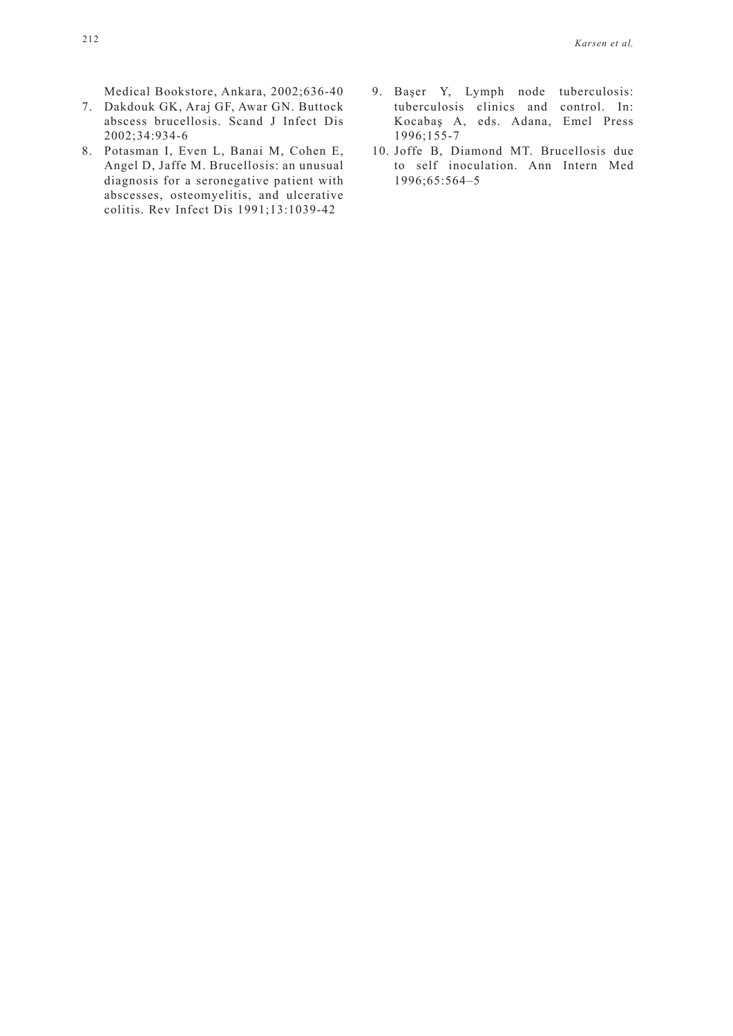Medical Bookstore, Ankara, 2002;636-40

7. Dakdouk GK, Araj GF, Awar GN. Buttock abscess brucellosis. Scand J Infect Dis 2002;34:934-6
8. Potasman I, Even L, Banai M, Cohen E, Angel D, Jaffe M. Brucellosis: an unusual diagnosis for a seronegative patient with abscesses, osteomyelitis, and ulcerative colitis. Rev Infect Dis 1991;13:1039-42
9. Başer Y, Lymph node tuberculosis: tuberculosis clinics and control. In: Kocabaş A, eds. Adana, Emel Press 1996;155-7
10. Joffe B, Diamond MT. Brucellosis due to self inoculation. Ann Intern Med 1996;65:564–5